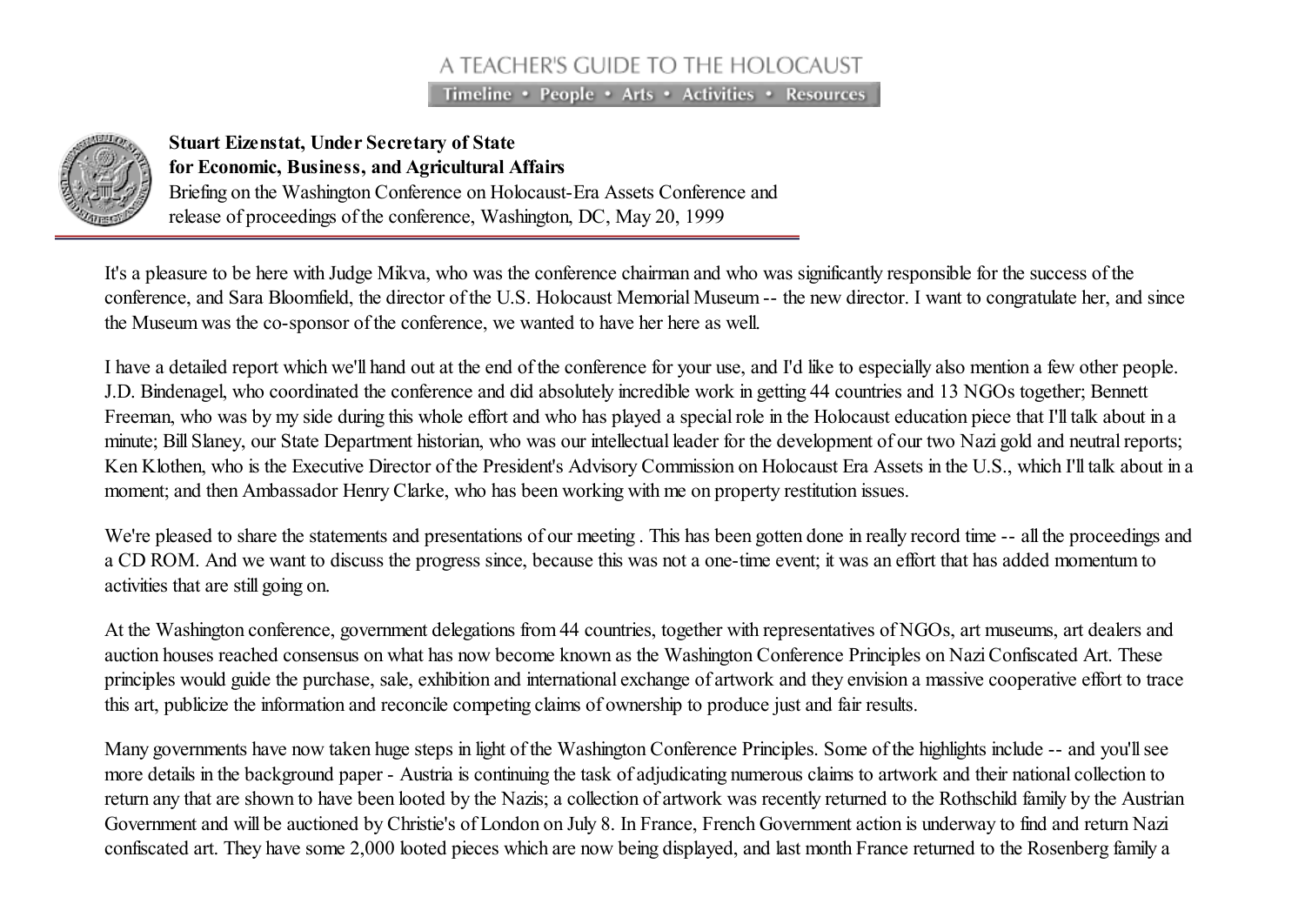A TEACHER'S GUIDE TO THE HOLOCAUST

Timeline • People • Arts • Activities • Resources

**Stuart Eizenstat, Under Secretary of State**
**for Economic, Business, and Agricultural Affairs**
Briefing on the Washington Conference on Holocaust-Era Assets Conference and release of proceedings of the conference, Washington, DC, May 20, 1999

It's a pleasure to be here with Judge Mikva, who was the conference chairman and who was significantly responsible for the success of the conference, and Sara Bloomfield, the director of the U.S. Holocaust Memorial Museum -- the new director. I want to congratulate her, and since the Museum was the co-sponsor of the conference, we wanted to have her here as well.

I have a detailed report which we'll hand out at the end of the conference for your use, and I'd like to especially also mention a few other people. J.D. Bindenagel, who coordinated the conference and did absolutely incredible work in getting 44 countries and 13 NGOs together; Bennett Freeman, who was by my side during this whole effort and who has played a special role in the Holocaust education piece that I'll talk about in a minute; Bill Slaney, our State Department historian, who was our intellectual leader for the development of our two Nazi gold and neutral reports; Ken Klothen, who is the Executive Director of the President's Advisory Commission on Holocaust Era Assets in the U.S., which I'll talk about in a moment; and then Ambassador Henry Clarke, who has been working with me on property restitution issues.

We're pleased to share the statements and presentations of our meeting . This has been gotten done in really record time -- all the proceedings and a CD ROM. And we want to discuss the progress since, because this was not a one-time event; it was an effort that has added momentum to activities that are still going on.

At the Washington conference, government delegations from 44 countries, together with representatives of NGOs, art museums, art dealers and auction houses reached consensus on what has now become known as the Washington Conference Principles on Nazi Confiscated Art. These principles would guide the purchase, sale, exhibition and international exchange of artwork and they envision a massive cooperative effort to trace this art, publicize the information and reconcile competing claims of ownership to produce just and fair results.

Many governments have now taken huge steps in light of the Washington Conference Principles. Some of the highlights include -- and you'll see more details in the background paper - Austria is continuing the task of adjudicating numerous claims to artwork and their national collection to return any that are shown to have been looted by the Nazis; a collection of artwork was recently returned to the Rothschild family by the Austrian Government and will be auctioned by Christie's of London on July 8. In France, French Government action is underway to find and return Nazi confiscated art. They have some 2,000 looted pieces which are now being displayed, and last month France returned to the Rosenberg family a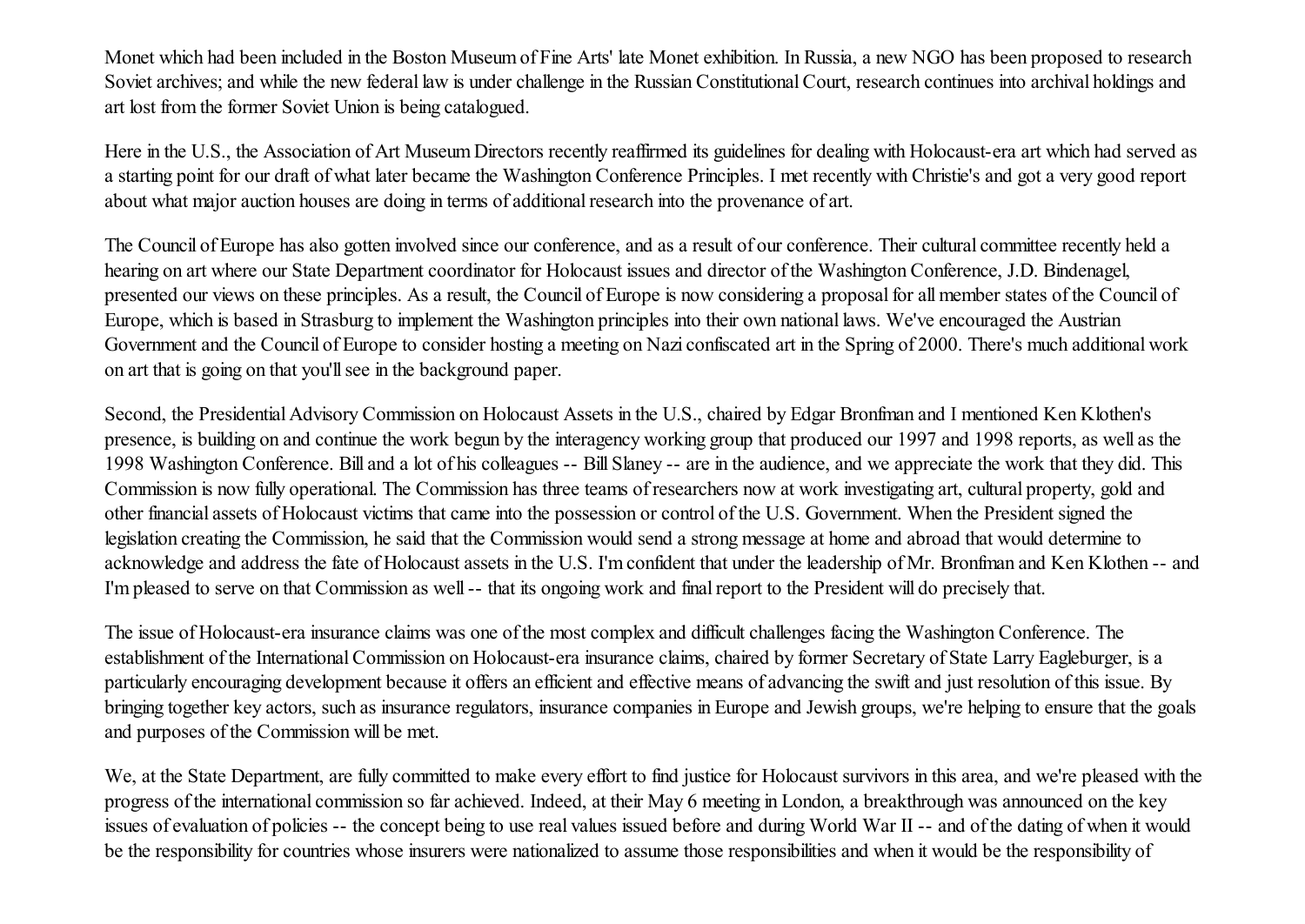Monet which had been included in the Boston Museum of Fine Arts' late Monet exhibition. In Russia, a new NGO has been proposed to research Soviet archives; and while the new federal law is under challenge in the Russian Constitutional Court, research continues into archival holdings and art lost from the former Soviet Union is being catalogued.

Here in the U.S., the Association of Art Museum Directors recently reaffirmed its guidelines for dealing with Holocaust-era art which had served as a starting point for our draft of what later became the Washington Conference Principles. I met recently with Christie's and got a very good report about what major auction houses are doing in terms of additional research into the provenance of art.

The Council of Europe has also gotten involved since our conference, and as a result of our conference. Their cultural committee recently held a hearing on art where our State Department coordinator for Holocaust issues and director of the Washington Conference, J.D. Bindenagel, presented our views on these principles. As a result, the Council of Europe is now considering a proposal for all member states of the Council of Europe, which is based in Strasburg to implement the Washington principles into their own national laws. We've encouraged the Austrian Government and the Council of Europe to consider hosting a meeting on Nazi confiscated art in the Spring of 2000. There's much additional work on art that is going on that you'll see in the background paper.

Second, the Presidential Advisory Commission on Holocaust Assets in the U.S., chaired by Edgar Bronfman and I mentioned Ken Klothen's presence, is building on and continue the work begun by the interagency working group that produced our 1997 and 1998 reports, as well as the 1998 Washington Conference. Bill and a lot of his colleagues -- Bill Slaney -- are in the audience, and we appreciate the work that they did. This Commission is now fully operational. The Commission has three teams of researchers now at work investigating art, cultural property, gold and other financial assets of Holocaust victims that came into the possession or control of the U.S. Government. When the President signed the legislation creating the Commission, he said that the Commission would send a strong message at home and abroad that would determine to acknowledge and address the fate of Holocaust assets in the U.S. I'm confident that under the leadership of Mr. Bronfman and Ken Klothen -- and I'm pleased to serve on that Commission as well -- that its ongoing work and final report to the President will do precisely that.

The issue of Holocaust-era insurance claims was one of the most complex and difficult challenges facing the Washington Conference. The establishment of the International Commission on Holocaust-era insurance claims, chaired by former Secretary of State Larry Eagleburger, is a particularly encouraging development because it offers an efficient and effective means of advancing the swift and just resolution of this issue. By bringing together key actors, such as insurance regulators, insurance companies in Europe and Jewish groups, we're helping to ensure that the goals and purposes of the Commission will be met.

We, at the State Department, are fully committed to make every effort to find justice for Holocaust survivors in this area, and we're pleased with the progress of the international commission so far achieved. Indeed, at their May 6 meeting in London, a breakthrough was announced on the key issues of evaluation of policies -- the concept being to use real values issued before and during World War II -- and of the dating of when it would be the responsibility for countries whose insurers were nationalized to assume those responsibilities and when it would be the responsibility of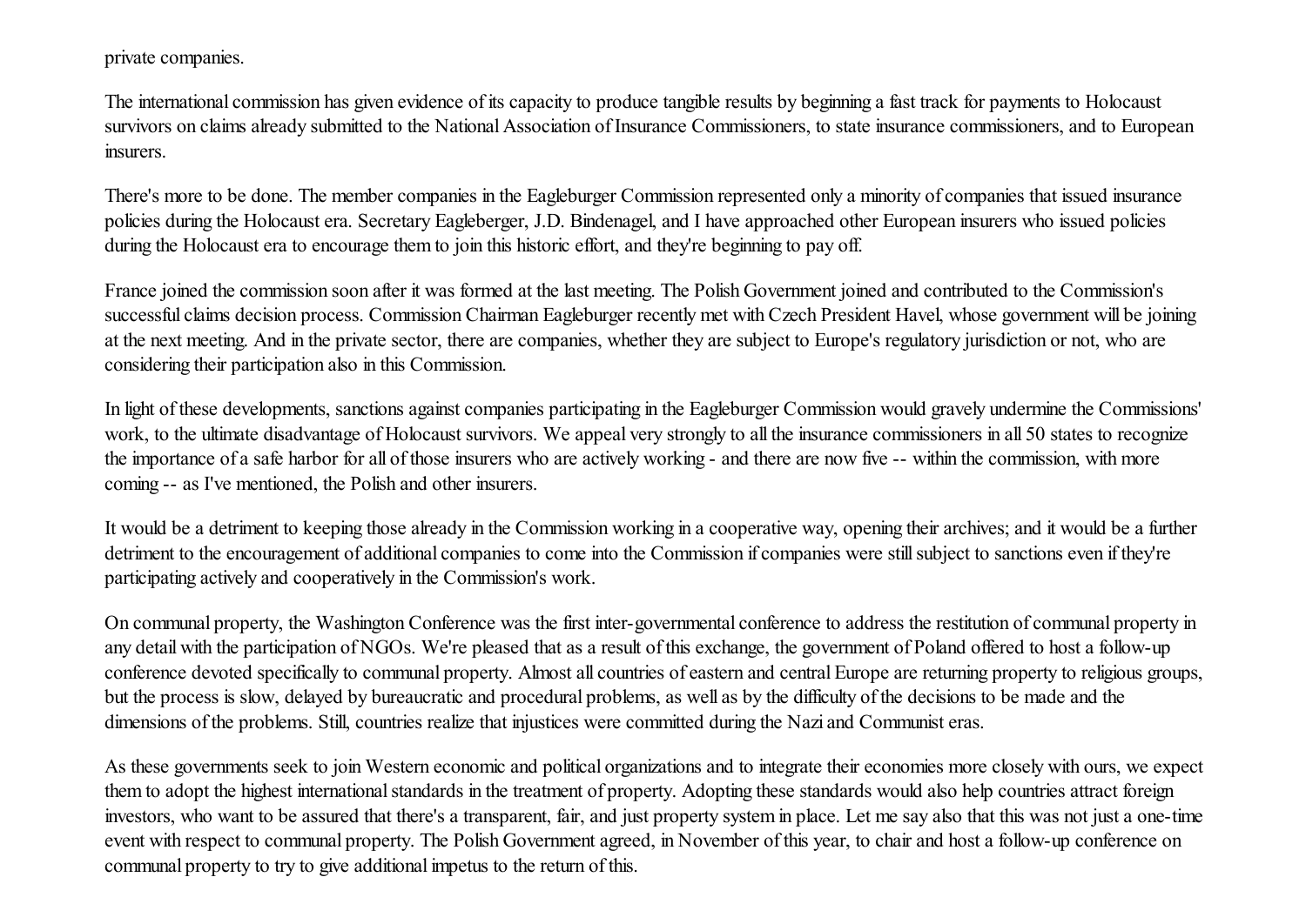private companies.

The international commission has given evidence of its capacity to produce tangible results by beginning a fast track for payments to Holocaust survivors on claims already submitted to the National Association of Insurance Commissioners, to state insurance commissioners, and to European insurers.

There's more to be done. The member companies in the Eagleburger Commission represented only a minority of companies that issued insurance policies during the Holocaust era. Secretary Eagleberger, J.D. Bindenagel, and I have approached other European insurers who issued policies during the Holocaust era to encourage them to join this historic effort, and they're beginning to pay off.

France joined the commission soon after it was formed at the last meeting. The Polish Government joined and contributed to the Commission's successful claims decision process. Commission Chairman Eagleburger recently met with Czech President Havel, whose government will be joining at the next meeting. And in the private sector, there are companies, whether they are subject to Europe's regulatory jurisdiction or not, who are considering their participation also in this Commission.

In light of these developments, sanctions against companies participating in the Eagleburger Commission would gravely undermine the Commissions' work, to the ultimate disadvantage of Holocaust survivors. We appeal very strongly to all the insurance commissioners in all 50 states to recognize the importance of a safe harbor for all of those insurers who are actively working - and there are now five -- within the commission, with more coming -- as I've mentioned, the Polish and other insurers.

It would be a detriment to keeping those already in the Commission working in a cooperative way, opening their archives; and it would be a further detriment to the encouragement of additional companies to come into the Commission if companies were still subject to sanctions even if they're participating actively and cooperatively in the Commission's work.

On communal property, the Washington Conference was the first inter-governmental conference to address the restitution of communal property in any detail with the participation of NGOs. We're pleased that as a result of this exchange, the government of Poland offered to host a follow-up conference devoted specifically to communal property. Almost all countries of eastern and central Europe are returning property to religious groups, but the process is slow, delayed by bureaucratic and procedural problems, as well as by the difficulty of the decisions to be made and the dimensions of the problems. Still, countries realize that injustices were committed during the Nazi and Communist eras.

As these governments seek to join Western economic and political organizations and to integrate their economies more closely with ours, we expect them to adopt the highest international standards in the treatment of property. Adopting these standards would also help countries attract foreign investors, who want to be assured that there's a transparent, fair, and just property system in place. Let me say also that this was not just a one-time event with respect to communal property. The Polish Government agreed, in November of this year, to chair and host a follow-up conference on communal property to try to give additional impetus to the return of this.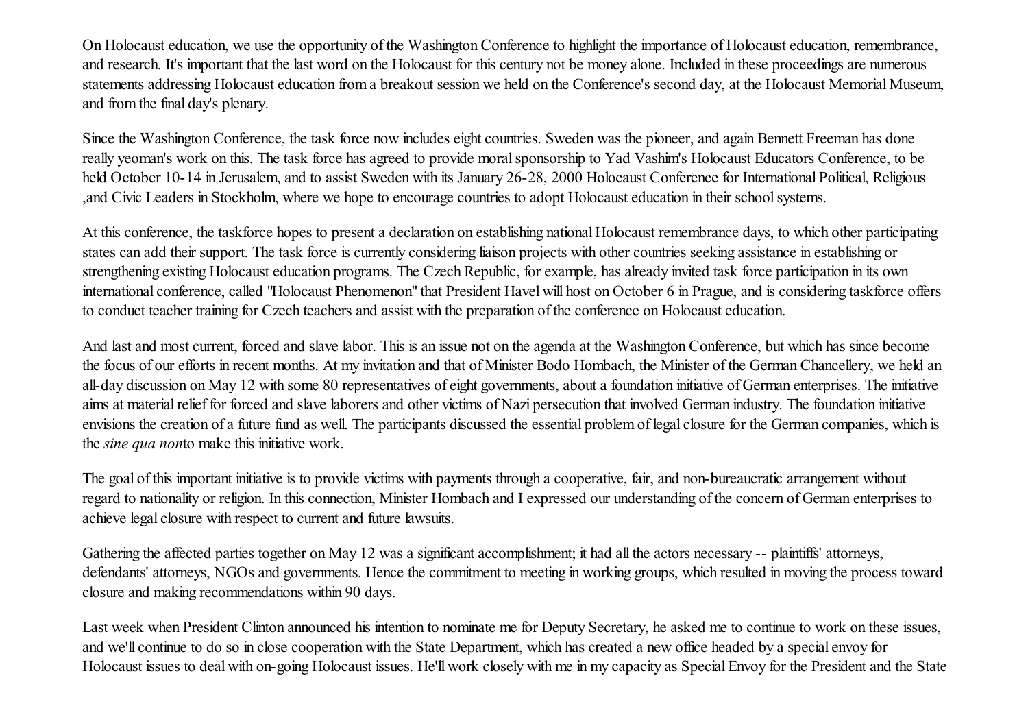On Holocaust education, we use the opportunity of the Washington Conference to highlight the importance of Holocaust education, remembrance, and research. It's important that the last word on the Holocaust for this century not be money alone. Included in these proceedings are numerous statements addressing Holocaust education from a breakout session we held on the Conference's second day, at the Holocaust Memorial Museum, and from the final day's plenary.

Since the Washington Conference, the task force now includes eight countries. Sweden was the pioneer, and again Bennett Freeman has done really yeoman's work on this. The task force has agreed to provide moral sponsorship to Yad Vashim's Holocaust Educators Conference, to be held October 10-14 in Jerusalem, and to assist Sweden with its January 26-28, 2000 Holocaust Conference for International Political, Religious ,and Civic Leaders in Stockholm, where we hope to encourage countries to adopt Holocaust education in their school systems.

At this conference, the taskforce hopes to present a declaration on establishing national Holocaust remembrance days, to which other participating states can add their support. The task force is currently considering liaison projects with other countries seeking assistance in establishing or strengthening existing Holocaust education programs. The Czech Republic, for example, has already invited task force participation in its own international conference, called "Holocaust Phenomenon" that President Havel will host on October 6 in Prague, and is considering taskforce offers to conduct teacher training for Czech teachers and assist with the preparation of the conference on Holocaust education.

And last and most current, forced and slave labor. This is an issue not on the agenda at the Washington Conference, but which has since become the focus of our efforts in recent months. At my invitation and that of Minister Bodo Hombach, the Minister of the German Chancellery, we held an all-day discussion on May 12 with some 80 representatives of eight governments, about a foundation initiative of German enterprises. The initiative aims at material relief for forced and slave laborers and other victims of Nazi persecution that involved German industry. The foundation initiative envisions the creation of a future fund as well. The participants discussed the essential problem of legal closure for the German companies, which is the *sine qua non*to make this initiative work.

The goal of this important initiative is to provide victims with payments through a cooperative, fair, and non-bureaucratic arrangement without regard to nationality or religion. In this connection, Minister Hombach and I expressed our understanding of the concern of German enterprises to achieve legal closure with respect to current and future lawsuits.

Gathering the affected parties together on May 12 was a significant accomplishment; it had all the actors necessary -- plaintiffs' attorneys, defendants' attorneys, NGOs and governments. Hence the commitment to meeting in working groups, which resulted in moving the process toward closure and making recommendations within 90 days.

Last week when President Clinton announced his intention to nominate me for Deputy Secretary, he asked me to continue to work on these issues, and we'll continue to do so in close cooperation with the State Department, which has created a new office headed by a special envoy for Holocaust issues to deal with on-going Holocaust issues. He'll work closely with me in my capacity as Special Envoy for the President and the State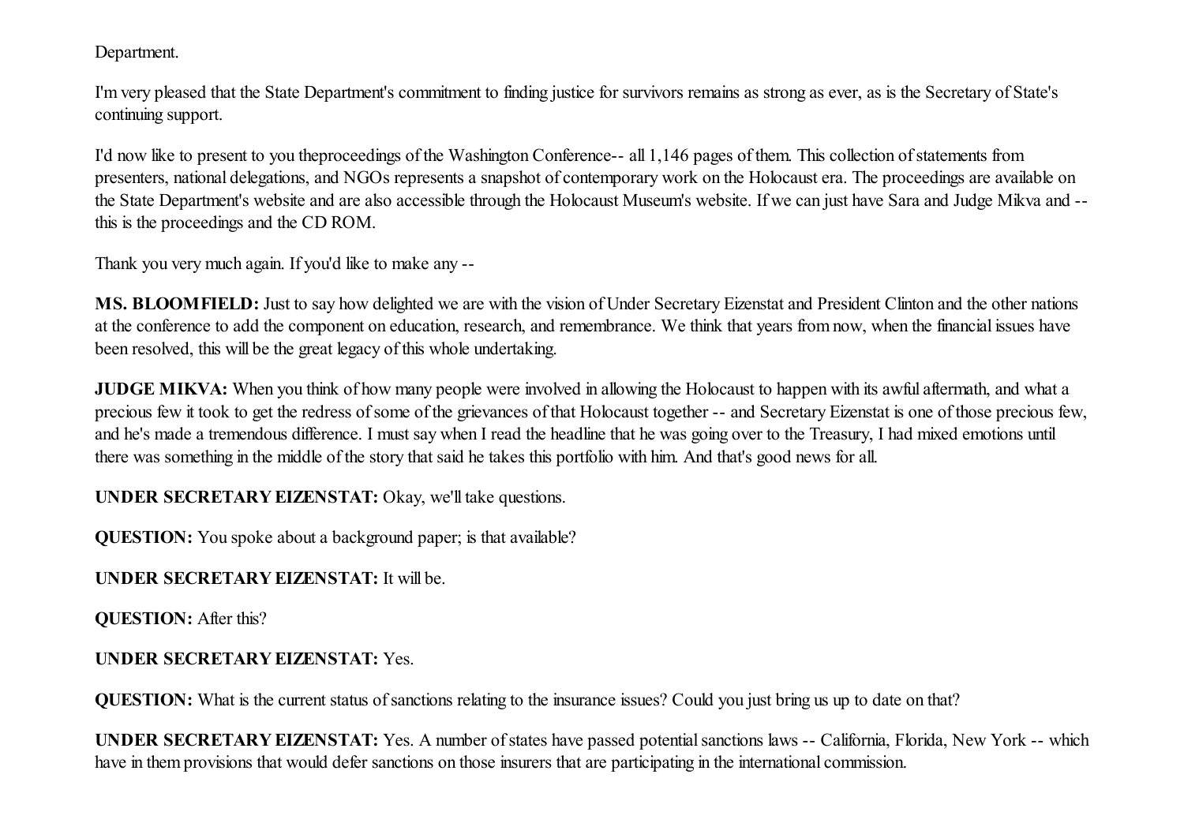Department.

I'm very pleased that the State Department's commitment to finding justice for survivors remains as strong as ever, as is the Secretary of State's continuing support.

I'd now like to present to you theproceedings of the Washington Conference-- all 1,146 pages of them. This collection of statements from presenters, national delegations, and NGOs represents a snapshot of contemporary work on the Holocaust era. The proceedings are available on the State Department's website and are also accessible through the Holocaust Museum's website. If we can just have Sara and Judge Mikva and -- this is the proceedings and the CD ROM.

Thank you very much again. If you'd like to make any --

**MS. BLOOMFIELD:** Just to say how delighted we are with the vision of Under Secretary Eizenstat and President Clinton and the other nations at the conference to add the component on education, research, and remembrance. We think that years from now, when the financial issues have been resolved, this will be the great legacy of this whole undertaking.

**JUDGE MIKVA:** When you think of how many people were involved in allowing the Holocaust to happen with its awful aftermath, and what a precious few it took to get the redress of some of the grievances of that Holocaust together -- and Secretary Eizenstat is one of those precious few, and he's made a tremendous difference. I must say when I read the headline that he was going over to the Treasury, I had mixed emotions until there was something in the middle of the story that said he takes this portfolio with him. And that's good news for all.

**UNDER SECRETARY EIZENSTAT:** Okay, we'll take questions.

**QUESTION:** You spoke about a background paper; is that available?

**UNDER SECRETARY EIZENSTAT:** It will be.

**QUESTION:** After this?

**UNDER SECRETARY EIZENSTAT:** Yes.

**QUESTION:** What is the current status of sanctions relating to the insurance issues? Could you just bring us up to date on that?

**UNDER SECRETARY EIZENSTAT:** Yes. A number of states have passed potential sanctions laws -- California, Florida, New York -- which have in them provisions that would defer sanctions on those insurers that are participating in the international commission.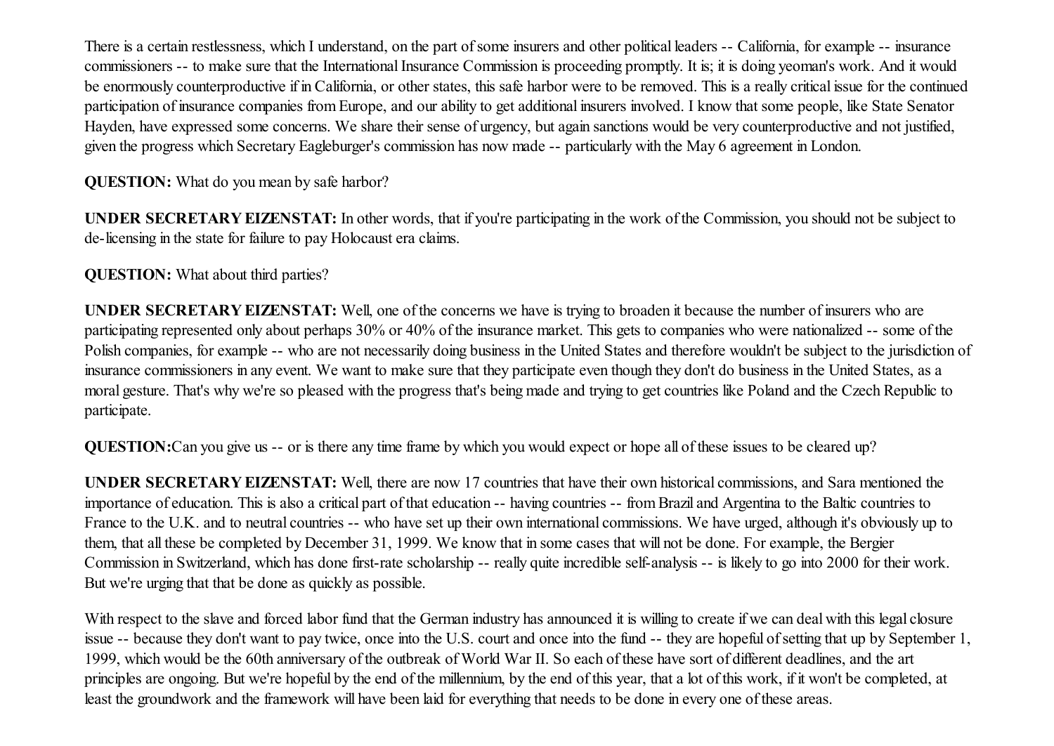There is a certain restlessness, which I understand, on the part of some insurers and other political leaders -- California, for example -- insurance commissioners -- to make sure that the International Insurance Commission is proceeding promptly. It is; it is doing yeoman's work. And it would be enormously counterproductive if in California, or other states, this safe harbor were to be removed. This is a really critical issue for the continued participation of insurance companies from Europe, and our ability to get additional insurers involved. I know that some people, like State Senator Hayden, have expressed some concerns. We share their sense of urgency, but again sanctions would be very counterproductive and not justified, given the progress which Secretary Eagleburger's commission has now made -- particularly with the May 6 agreement in London.

**QUESTION:** What do you mean by safe harbor?

**UNDER SECRETARY EIZENSTAT:** In other words, that if you're participating in the work of the Commission, you should not be subject to de-licensing in the state for failure to pay Holocaust era claims.

**QUESTION:** What about third parties?

**UNDER SECRETARY EIZENSTAT:** Well, one of the concerns we have is trying to broaden it because the number of insurers who are participating represented only about perhaps 30% or 40% of the insurance market. This gets to companies who were nationalized -- some of the Polish companies, for example -- who are not necessarily doing business in the United States and therefore wouldn't be subject to the jurisdiction of insurance commissioners in any event. We want to make sure that they participate even though they don't do business in the United States, as a moral gesture. That's why we're so pleased with the progress that's being made and trying to get countries like Poland and the Czech Republic to participate.

**QUESTION:** Can you give us -- or is there any time frame by which you would expect or hope all of these issues to be cleared up?

**UNDER SECRETARY EIZENSTAT:** Well, there are now 17 countries that have their own historical commissions, and Sara mentioned the importance of education. This is also a critical part of that education -- having countries -- from Brazil and Argentina to the Baltic countries to France to the U.K. and to neutral countries -- who have set up their own international commissions. We have urged, although it's obviously up to them, that all these be completed by December 31, 1999. We know that in some cases that will not be done. For example, the Bergier Commission in Switzerland, which has done first-rate scholarship -- really quite incredible self-analysis -- is likely to go into 2000 for their work. But we're urging that that be done as quickly as possible.

With respect to the slave and forced labor fund that the German industry has announced it is willing to create if we can deal with this legal closure issue -- because they don't want to pay twice, once into the U.S. court and once into the fund -- they are hopeful of setting that up by September 1, 1999, which would be the 60th anniversary of the outbreak of World War II. So each of these have sort of different deadlines, and the art principles are ongoing. But we're hopeful by the end of the millennium, by the end of this year, that a lot of this work, if it won't be completed, at least the groundwork and the framework will have been laid for everything that needs to be done in every one of these areas.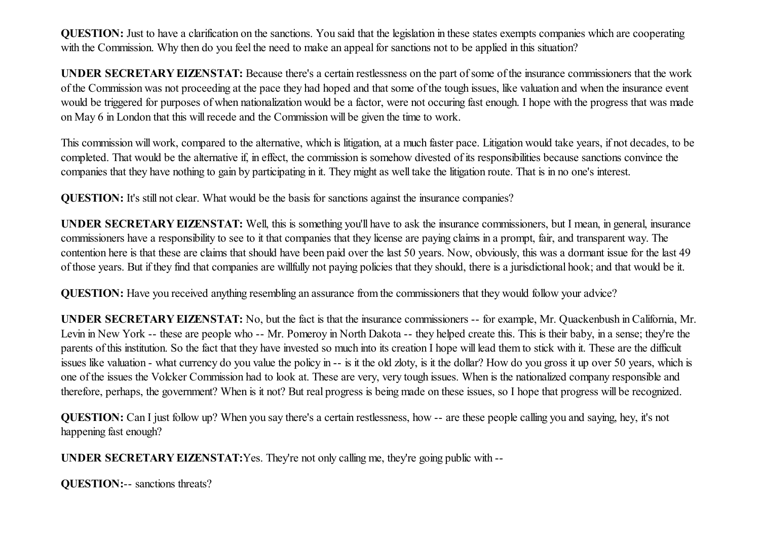**QUESTION:** Just to have a clarification on the sanctions. You said that the legislation in these states exempts companies which are cooperating with the Commission. Why then do you feel the need to make an appeal for sanctions not to be applied in this situation?

**UNDER SECRETARY EIZENSTAT:** Because there's a certain restlessness on the part of some of the insurance commissioners that the work of the Commission was not proceeding at the pace they had hoped and that some of the tough issues, like valuation and when the insurance event would be triggered for purposes of when nationalization would be a factor, were not occuring fast enough. I hope with the progress that was made on May 6 in London that this will recede and the Commission will be given the time to work.

This commission will work, compared to the alternative, which is litigation, at a much faster pace. Litigation would take years, if not decades, to be completed. That would be the alternative if, in effect, the commission is somehow divested of its responsibilities because sanctions convince the companies that they have nothing to gain by participating in it. They might as well take the litigation route. That is in no one's interest.

**QUESTION:** It's still not clear. What would be the basis for sanctions against the insurance companies?

**UNDER SECRETARY EIZENSTAT:** Well, this is something you'll have to ask the insurance commissioners, but I mean, in general, insurance commissioners have a responsibility to see to it that companies that they license are paying claims in a prompt, fair, and transparent way. The contention here is that these are claims that should have been paid over the last 50 years. Now, obviously, this was a dormant issue for the last 49 of those years. But if they find that companies are willfully not paying policies that they should, there is a jurisdictional hook; and that would be it.

**QUESTION:** Have you received anything resembling an assurance from the commissioners that they would follow your advice?

**UNDER SECRETARY EIZENSTAT:** No, but the fact is that the insurance commissioners -- for example, Mr. Quackenbush in California, Mr. Levin in New York -- these are people who -- Mr. Pomeroy in North Dakota -- they helped create this. This is their baby, in a sense; they're the parents of this institution. So the fact that they have invested so much into its creation I hope will lead them to stick with it. These are the difficult issues like valuation - what currency do you value the policy in -- is it the old zloty, is it the dollar? How do you gross it up over 50 years, which is one of the issues the Volcker Commission had to look at. These are very, very tough issues. When is the nationalized company responsible and therefore, perhaps, the government? When is it not? But real progress is being made on these issues, so I hope that progress will be recognized.

**QUESTION:** Can I just follow up? When you say there's a certain restlessness, how -- are these people calling you and saying, hey, it's not happening fast enough?

**UNDER SECRETARY EIZENSTAT:** Yes. They're not only calling me, they're going public with --

**QUESTION:** -- sanctions threats?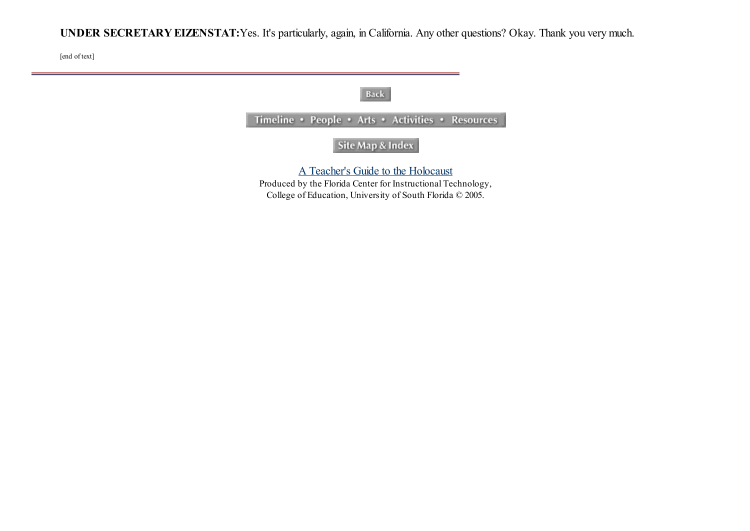**UNDER SECRETARY EIZENSTAT:** Yes. It's particularly, again, in California. Any other questions? Okay. Thank you very much.

[end of text]

---

Back

Timeline • People • Arts • Activities • Resources

Site Map & Index

A Teacher's Guide to the Holocaust
Produced by the Florida Center for Instructional Technology,
College of Education, University of South Florida © 2005.